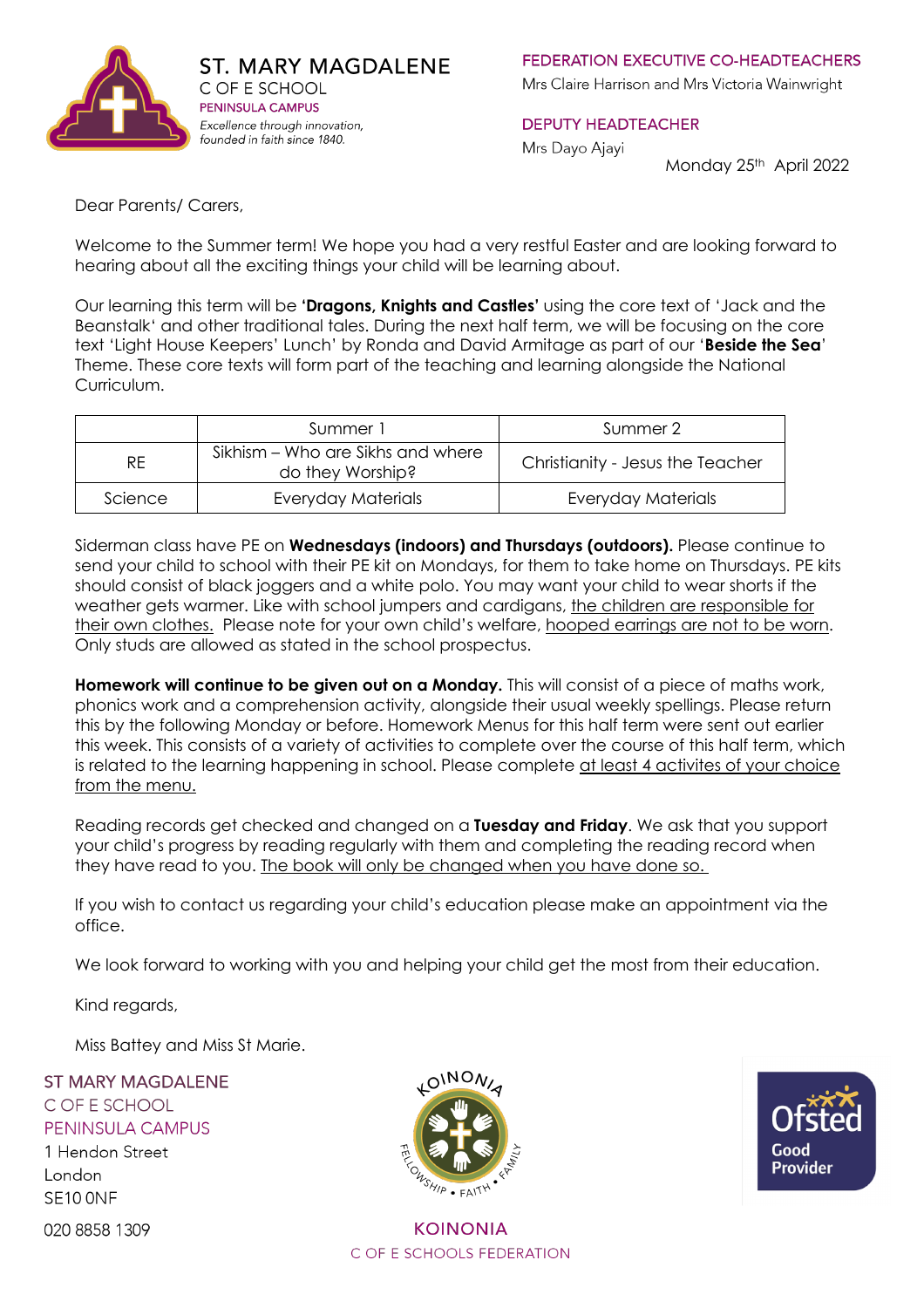**ST. MARY MAGDALENE**
C OF E SCHOOL
PENINSULA CAMPUS
*Excellence through innovation, founded in faith since 1840.*

FEDERATION EXECUTIVE CO-HEADTEACHERS
Mrs Claire Harrison and Mrs Victoria Wainwright

DEPUTY HEADTEACHER
Mrs Dayo Ajayi

Monday 25th April 2022

Dear Parents/ Carers,

Welcome to the Summer term! We hope you had a very restful Easter and are looking forward to hearing about all the exciting things your child will be learning about.

Our learning this term will be **'Dragons, Knights and Castles'** using the core text of 'Jack and the Beanstalk' and other traditional tales. During the next half term, we will be focusing on the core text 'Light House Keepers' Lunch' by Ronda and David Armitage as part of our '**Beside the Sea**' Theme. These core texts will form part of the teaching and learning alongside the National Curriculum.

| | Summer 1 | Summer 2 |
|---|---|---|
| RE | Sikhism – Who are Sikhs and where do they Worship? | Christianity - Jesus the Teacher |
| Science | Everyday Materials | Everyday Materials |

Siderman class have PE on **Wednesdays (indoors) and Thursdays (outdoors).** Please continue to send your child to school with their PE kit on Mondays, for them to take home on Thursdays. PE kits should consist of black joggers and a white polo. You may want your child to wear shorts if the weather gets warmer. Like with school jumpers and cardigans, the children are responsible for their own clothes. Please note for your own child's welfare, hooped earrings are not to be worn. Only studs are allowed as stated in the school prospectus.

**Homework will continue to be given out on a Monday.** This will consist of a piece of maths work, phonics work and a comprehension activity, alongside their usual weekly spellings. Please return this by the following Monday or before. Homework Menus for this half term were sent out earlier this week. This consists of a variety of activities to complete over the course of this half term, which is related to the learning happening in school. Please complete at least 4 activites of your choice from the menu.

Reading records get checked and changed on a **Tuesday and Friday**. We ask that you support your child's progress by reading regularly with them and completing the reading record when they have read to you. The book will only be changed when you have done so.

If you wish to contact us regarding your child's education please make an appointment via the office.

We look forward to working with you and helping your child get the most from their education.

Kind regards,

Miss Battey and Miss St Marie.

ST MARY MAGDALENE
C OF E SCHOOL
PENINSULA CAMPUS
1 Hendon Street
London
SE10 0NF
020 8858 1309

KOINONIA
FELLOWSHIP • FAITH • FAMILY
KOINONIA
C OF E SCHOOLS FEDERATION

Ofsted Good Provider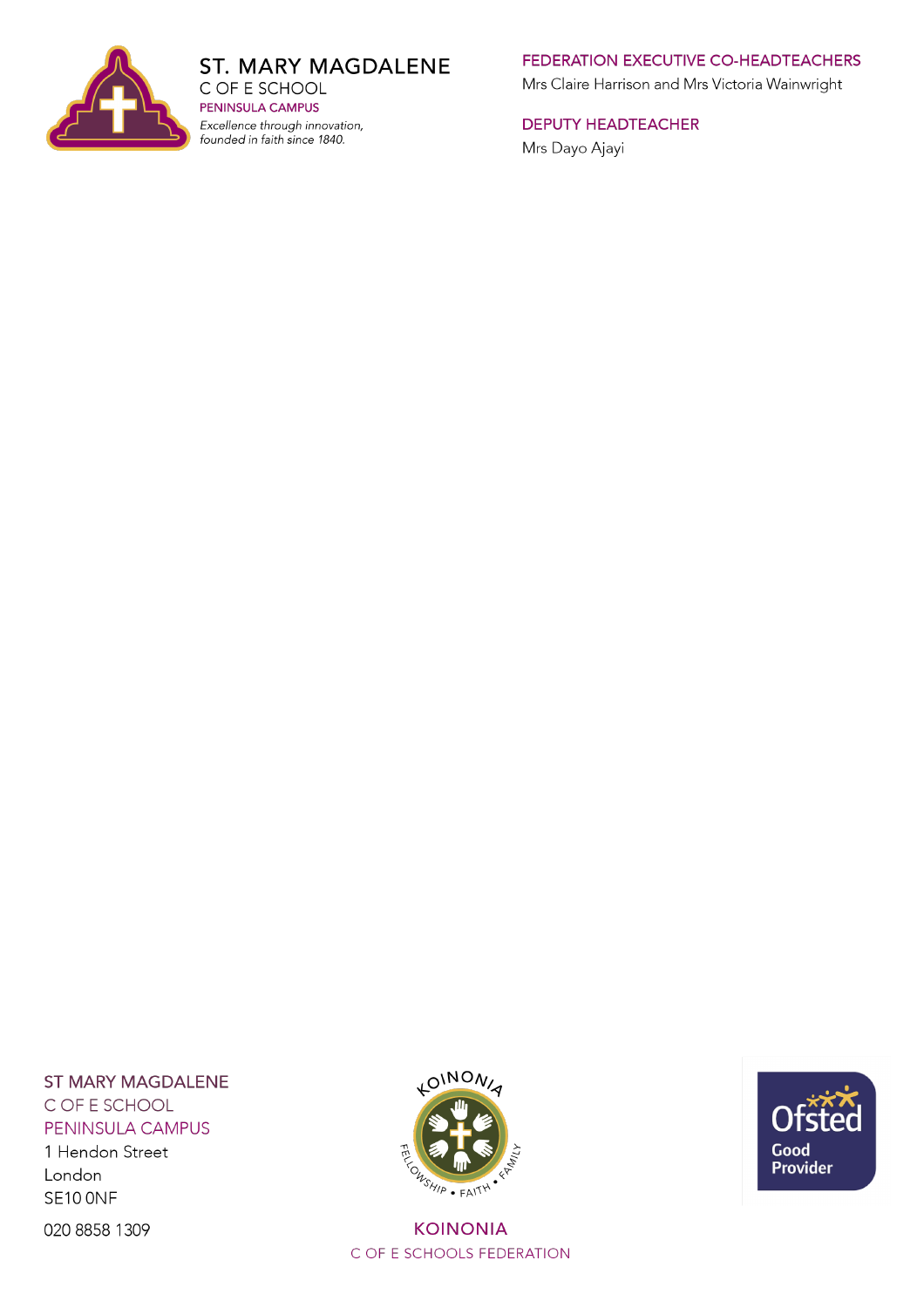ST. MARY MAGDALENE
C OF E SCHOOL
PENINSULA CAMPUS
*Excellence through innovation, founded in faith since 1840.*

FEDERATION EXECUTIVE CO-HEADTEACHERS
Mrs Claire Harrison and Mrs Victoria Wainwright

DEPUTY HEADTEACHER
Mrs Dayo Ajayi

ST MARY MAGDALENE
C OF E SCHOOL
PENINSULA CAMPUS
1 Hendon Street
London
SE10 0NF

020 8858 1309

KOINONIA
FELLOWSHIP • FAITH • FAMILY

KOINONIA
C OF E SCHOOLS FEDERATION

Ofsted
Good
Provider